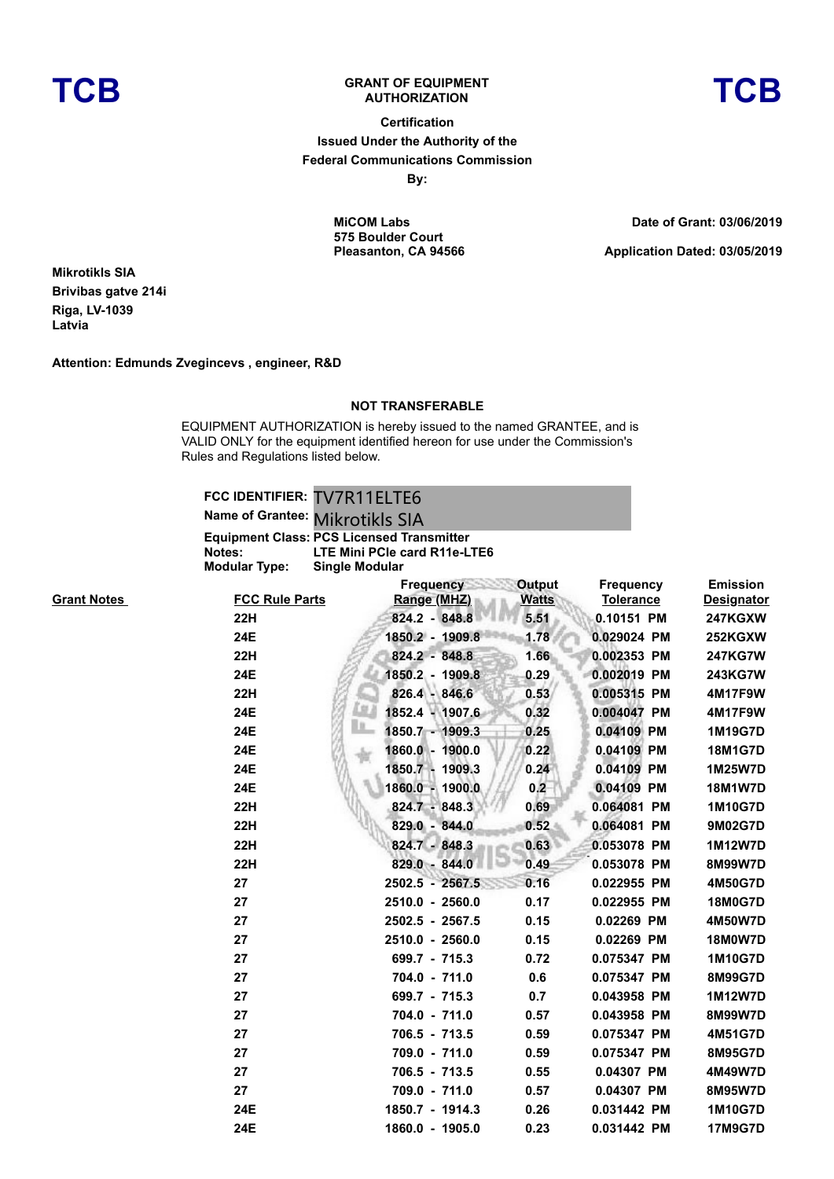**TCB** **GRANT OF EQUIPMENT AUTHORIZATION** **TCB**

**Certification**
**Issued Under the Authority of the**
**Federal Communications Commission**
**By:**

**MiCOM Labs**
**575 Boulder Court**
**Pleasanton, CA 94566**

**Date of Grant: 03/06/2019**

**Application Dated: 03/05/2019**

**Mikrotikls SIA**
**Brivibas gatve 214i**
**Riga, LV-1039**
**Latvia**

**Attention: Edmunds Zvegincevs , engineer, R&D**

**NOT TRANSFERABLE**

EQUIPMENT AUTHORIZATION is hereby issued to the named GRANTEE, and is VALID ONLY for the equipment identified hereon for use under the Commission's Rules and Regulations listed below.

**FCC IDENTIFIER:** TV7R11ELTE6
**Name of Grantee:** Mikrotikls SIA
**Equipment Class:** PCS Licensed Transmitter
**Notes:** LTE Mini PCIe card R11e-LTE6
**Modular Type:** Single Modular

| Grant Notes | FCC Rule Parts | Frequency Range (MHZ) | Output Watts | Frequency Tolerance | Emission Designator |
|---|---|---|---|---|---|
| | 22H | 824.2 - 848.8 | 5.51 | 0.10151 PM | 247KGXW |
| | 24E | 1850.2 - 1909.8 | 1.78 | 0.029024 PM | 252KGXW |
| | 22H | 824.2 - 848.8 | 1.66 | 0.002353 PM | 247KG7W |
| | 24E | 1850.2 - 1909.8 | 0.29 | 0.002019 PM | 243KG7W |
| | 22H | 826.4 - 846.6 | 0.53 | 0.005315 PM | 4M17F9W |
| | 24E | 1852.4 - 1907.6 | 0.32 | 0.004047 PM | 4M17F9W |
| | 24E | 1850.7 - 1909.3 | 0.25 | 0.04109 PM | 1M19G7D |
| | 24E | 1860.0 - 1900.0 | 0.22 | 0.04109 PM | 18M1G7D |
| | 24E | 1850.7 - 1909.3 | 0.24 | 0.04109 PM | 1M25W7D |
| | 24E | 1860.0 - 1900.0 | 0.2 | 0.04109 PM | 18M1W7D |
| | 22H | 824.7 - 848.3 | 0.69 | 0.064081 PM | 1M10G7D |
| | 22H | 829.0 - 844.0 | 0.52 | 0.064081 PM | 9M02G7D |
| | 22H | 824.7 - 848.3 | 0.63 | 0.053078 PM | 1M12W7D |
| | 22H | 829.0 - 844.0 | 0.49 | 0.053078 PM | 8M99W7D |
| | 27 | 2502.5 - 2567.5 | 0.16 | 0.022955 PM | 4M50G7D |
| | 27 | 2510.0 - 2560.0 | 0.17 | 0.022955 PM | 18M0G7D |
| | 27 | 2502.5 - 2567.5 | 0.15 | 0.02269 PM | 4M50W7D |
| | 27 | 2510.0 - 2560.0 | 0.15 | 0.02269 PM | 18M0W7D |
| | 27 | 699.7 - 715.3 | 0.72 | 0.075347 PM | 1M10G7D |
| | 27 | 704.0 - 711.0 | 0.6 | 0.075347 PM | 8M99G7D |
| | 27 | 699.7 - 715.3 | 0.7 | 0.043958 PM | 1M12W7D |
| | 27 | 704.0 - 711.0 | 0.57 | 0.043958 PM | 8M99W7D |
| | 27 | 706.5 - 713.5 | 0.59 | 0.075347 PM | 4M51G7D |
| | 27 | 709.0 - 711.0 | 0.59 | 0.075347 PM | 8M95G7D |
| | 27 | 706.5 - 713.5 | 0.55 | 0.04307 PM | 4M49W7D |
| | 27 | 709.0 - 711.0 | 0.57 | 0.04307 PM | 8M95W7D |
| | 24E | 1850.7 - 1914.3 | 0.26 | 0.031442 PM | 1M10G7D |
| | 24E | 1860.0 - 1905.0 | 0.23 | 0.031442 PM | 17M9G7D |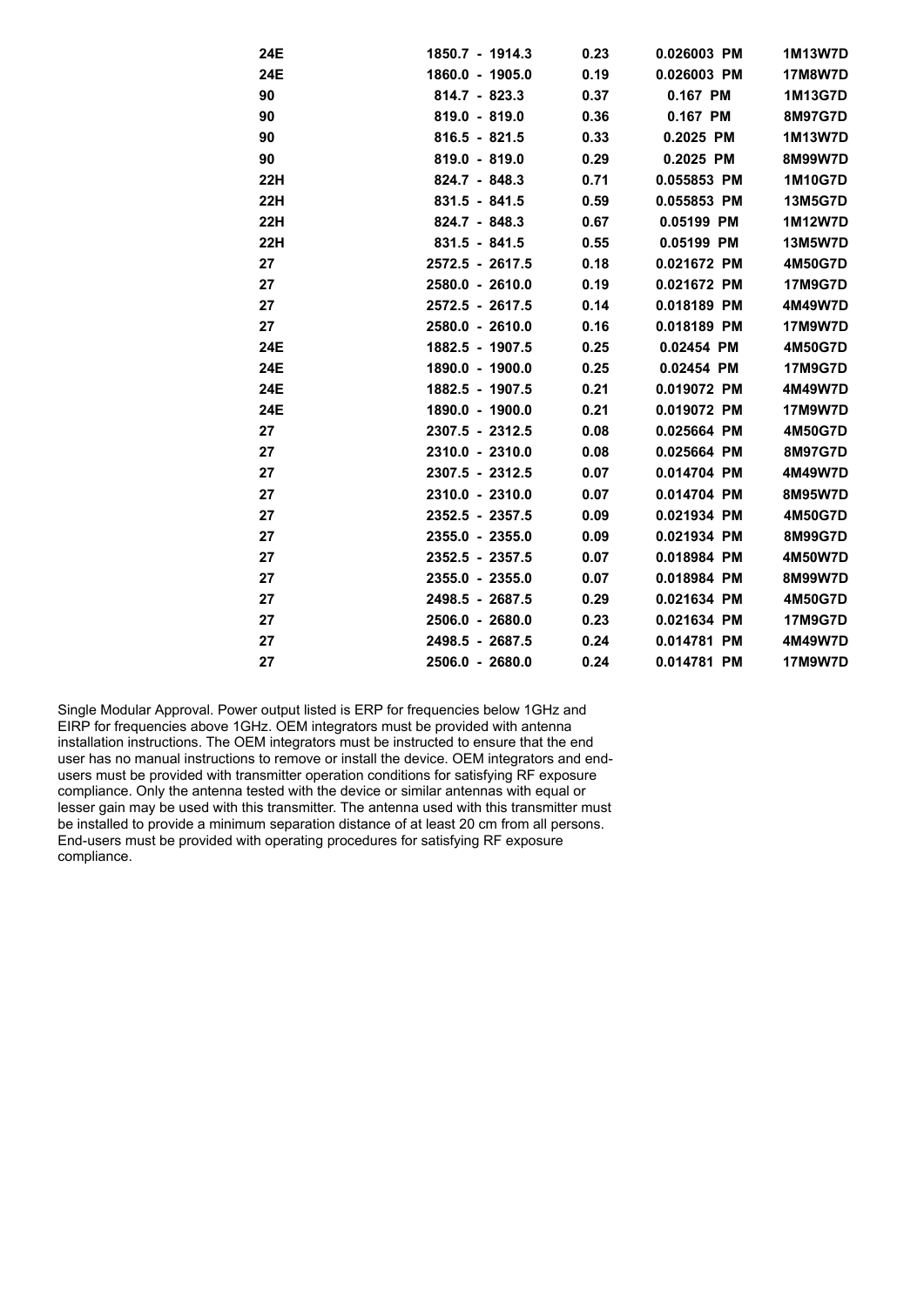| | | | | |
|---|---|---|---|---|
| **24E** | **1850.7 - 1914.3** | **0.23** | **0.026003 PM** | **1M13W7D** |
| **24E** | **1860.0 - 1905.0** | **0.19** | **0.026003 PM** | **17M8W7D** |
| **90** | **814.7 - 823.3** | **0.37** | **0.167 PM** | **1M13G7D** |
| **90** | **819.0 - 819.0** | **0.36** | **0.167 PM** | **8M97G7D** |
| **90** | **816.5 - 821.5** | **0.33** | **0.2025 PM** | **1M13W7D** |
| **90** | **819.0 - 819.0** | **0.29** | **0.2025 PM** | **8M99W7D** |
| **22H** | **824.7 - 848.3** | **0.71** | **0.055853 PM** | **1M10G7D** |
| **22H** | **831.5 - 841.5** | **0.59** | **0.055853 PM** | **13M5G7D** |
| **22H** | **824.7 - 848.3** | **0.67** | **0.05199 PM** | **1M12W7D** |
| **22H** | **831.5 - 841.5** | **0.55** | **0.05199 PM** | **13M5W7D** |
| **27** | **2572.5 - 2617.5** | **0.18** | **0.021672 PM** | **4M50G7D** |
| **27** | **2580.0 - 2610.0** | **0.19** | **0.021672 PM** | **17M9G7D** |
| **27** | **2572.5 - 2617.5** | **0.14** | **0.018189 PM** | **4M49W7D** |
| **27** | **2580.0 - 2610.0** | **0.16** | **0.018189 PM** | **17M9W7D** |
| **24E** | **1882.5 - 1907.5** | **0.25** | **0.02454 PM** | **4M50G7D** |
| **24E** | **1890.0 - 1900.0** | **0.25** | **0.02454 PM** | **17M9G7D** |
| **24E** | **1882.5 - 1907.5** | **0.21** | **0.019072 PM** | **4M49W7D** |
| **24E** | **1890.0 - 1900.0** | **0.21** | **0.019072 PM** | **17M9W7D** |
| **27** | **2307.5 - 2312.5** | **0.08** | **0.025664 PM** | **4M50G7D** |
| **27** | **2310.0 - 2310.0** | **0.08** | **0.025664 PM** | **8M97G7D** |
| **27** | **2307.5 - 2312.5** | **0.07** | **0.014704 PM** | **4M49W7D** |
| **27** | **2310.0 - 2310.0** | **0.07** | **0.014704 PM** | **8M95W7D** |
| **27** | **2352.5 - 2357.5** | **0.09** | **0.021934 PM** | **4M50G7D** |
| **27** | **2355.0 - 2355.0** | **0.09** | **0.021934 PM** | **8M99G7D** |
| **27** | **2352.5 - 2357.5** | **0.07** | **0.018984 PM** | **4M50W7D** |
| **27** | **2355.0 - 2355.0** | **0.07** | **0.018984 PM** | **8M99W7D** |
| **27** | **2498.5 - 2687.5** | **0.29** | **0.021634 PM** | **4M50G7D** |
| **27** | **2506.0 - 2680.0** | **0.23** | **0.021634 PM** | **17M9G7D** |
| **27** | **2498.5 - 2687.5** | **0.24** | **0.014781 PM** | **4M49W7D** |
| **27** | **2506.0 - 2680.0** | **0.24** | **0.014781 PM** | **17M9W7D** |

Single Modular Approval. Power output listed is ERP for frequencies below 1GHz and EIRP for frequencies above 1GHz. OEM integrators must be provided with antenna installation instructions. The OEM integrators must be instructed to ensure that the end user has no manual instructions to remove or install the device. OEM integrators and end-users must be provided with transmitter operation conditions for satisfying RF exposure compliance. Only the antenna tested with the device or similar antennas with equal or lesser gain may be used with this transmitter. The antenna used with this transmitter must be installed to provide a minimum separation distance of at least 20 cm from all persons. End-users must be provided with operating procedures for satisfying RF exposure compliance.